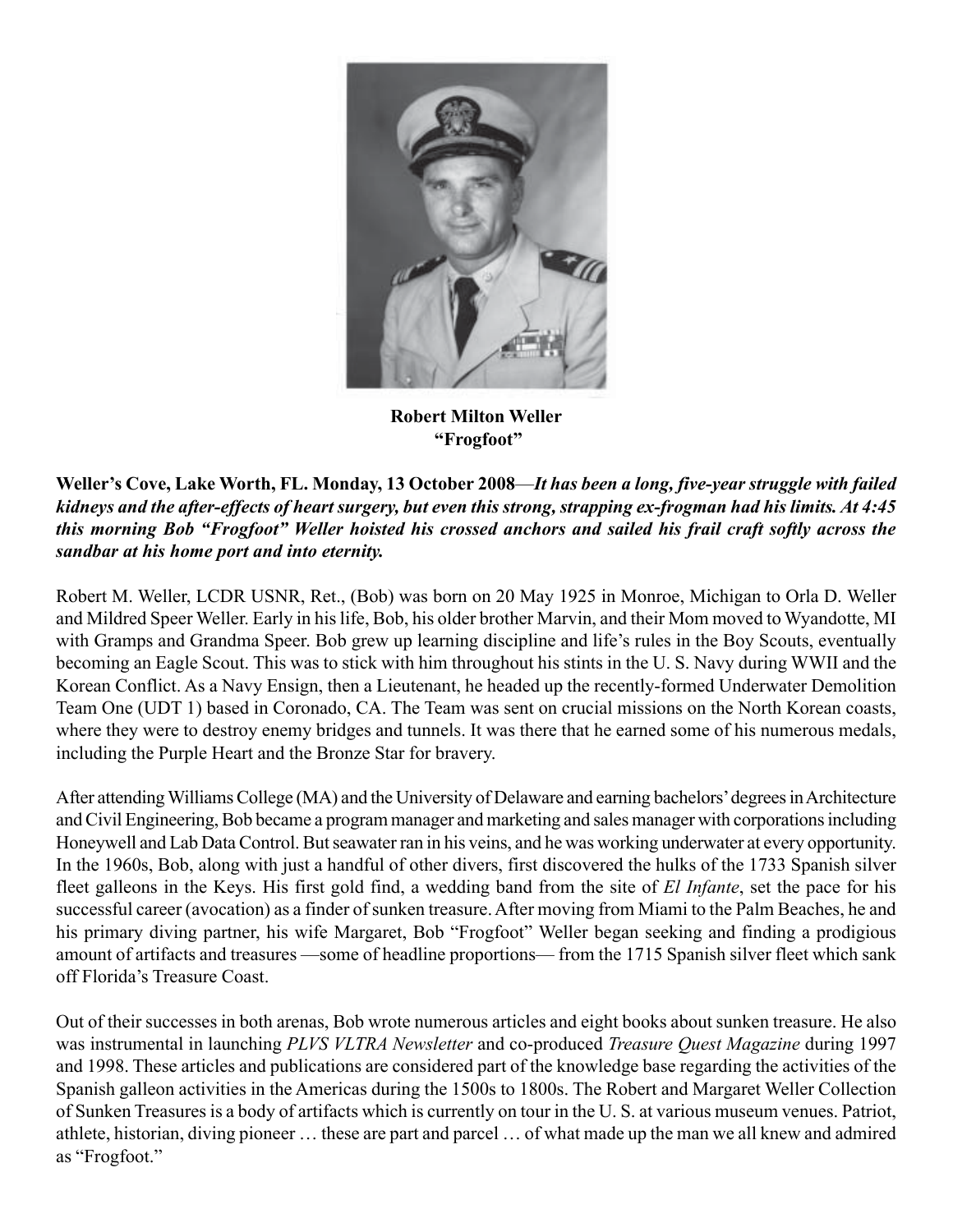**Robert Milton Weller**
**"Frogfoot"**

**Weller's Cove, Lake Worth, FL. Monday, 13 October 2008**—***It has been a long, five-year struggle with failed kidneys and the after-effects of heart surgery, but even this strong, strapping ex-frogman had his limits. At 4:45 this morning Bob "Frogfoot" Weller hoisted his crossed anchors and sailed his frail craft softly across the sandbar at his home port and into eternity.***

Robert M. Weller, LCDR USNR, Ret., (Bob) was born on 20 May 1925 in Monroe, Michigan to Orla D. Weller and Mildred Speer Weller. Early in his life, Bob, his older brother Marvin, and their Mom moved to Wyandotte, MI with Gramps and Grandma Speer. Bob grew up learning discipline and life's rules in the Boy Scouts, eventually becoming an Eagle Scout. This was to stick with him throughout his stints in the U. S. Navy during WWII and the Korean Conflict. As a Navy Ensign, then a Lieutenant, he headed up the recently-formed Underwater Demolition Team One (UDT 1) based in Coronado, CA. The Team was sent on crucial missions on the North Korean coasts, where they were to destroy enemy bridges and tunnels. It was there that he earned some of his numerous medals, including the Purple Heart and the Bronze Star for bravery.

After attending Williams College (MA) and the University of Delaware and earning bachelors' degrees in Architecture and Civil Engineering, Bob became a program manager and marketing and sales manager with corporations including Honeywell and Lab Data Control. But seawater ran in his veins, and he was working underwater at every opportunity. In the 1960s, Bob, along with just a handful of other divers, first discovered the hulks of the 1733 Spanish silver fleet galleons in the Keys. His first gold find, a wedding band from the site of *El Infante*, set the pace for his successful career (avocation) as a finder of sunken treasure. After moving from Miami to the Palm Beaches, he and his primary diving partner, his wife Margaret, Bob "Frogfoot" Weller began seeking and finding a prodigious amount of artifacts and treasures —some of headline proportions— from the 1715 Spanish silver fleet which sank off Florida's Treasure Coast.

Out of their successes in both arenas, Bob wrote numerous articles and eight books about sunken treasure. He also was instrumental in launching *PLVS VLTRA Newsletter* and co-produced *Treasure Quest Magazine* during 1997 and 1998. These articles and publications are considered part of the knowledge base regarding the activities of the Spanish galleon activities in the Americas during the 1500s to 1800s. The Robert and Margaret Weller Collection of Sunken Treasures is a body of artifacts which is currently on tour in the U. S. at various museum venues. Patriot, athlete, historian, diving pioneer … these are part and parcel … of what made up the man we all knew and admired as "Frogfoot."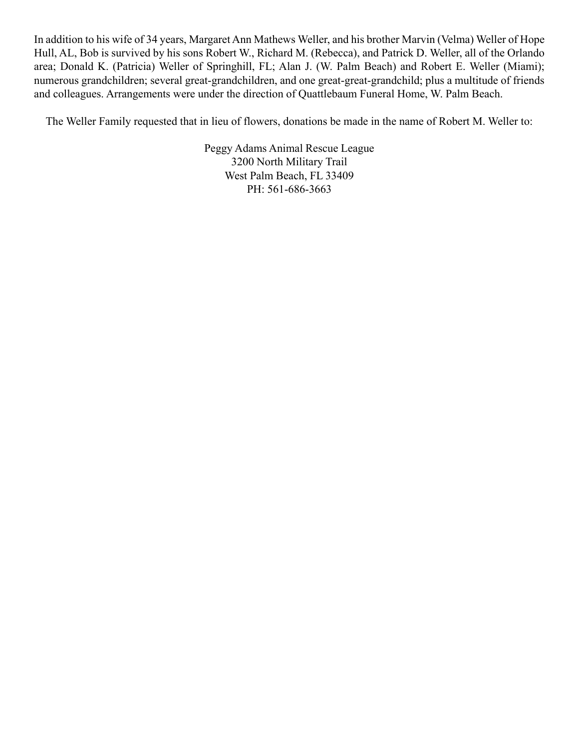In addition to his wife of 34 years, Margaret Ann Mathews Weller, and his brother Marvin (Velma) Weller of Hope Hull, AL, Bob is survived by his sons Robert W., Richard M. (Rebecca), and Patrick D. Weller, all of the Orlando area; Donald K. (Patricia) Weller of Springhill, FL; Alan J. (W. Palm Beach) and Robert E. Weller (Miami); numerous grandchildren; several great-grandchildren, and one great-great-grandchild; plus a multitude of friends and colleagues. Arrangements were under the direction of Quattlebaum Funeral Home, W. Palm Beach.

The Weller Family requested that in lieu of flowers, donations be made in the name of Robert M. Weller to:

Peggy Adams Animal Rescue League
3200 North Military Trail
West Palm Beach, FL 33409
PH: 561-686-3663